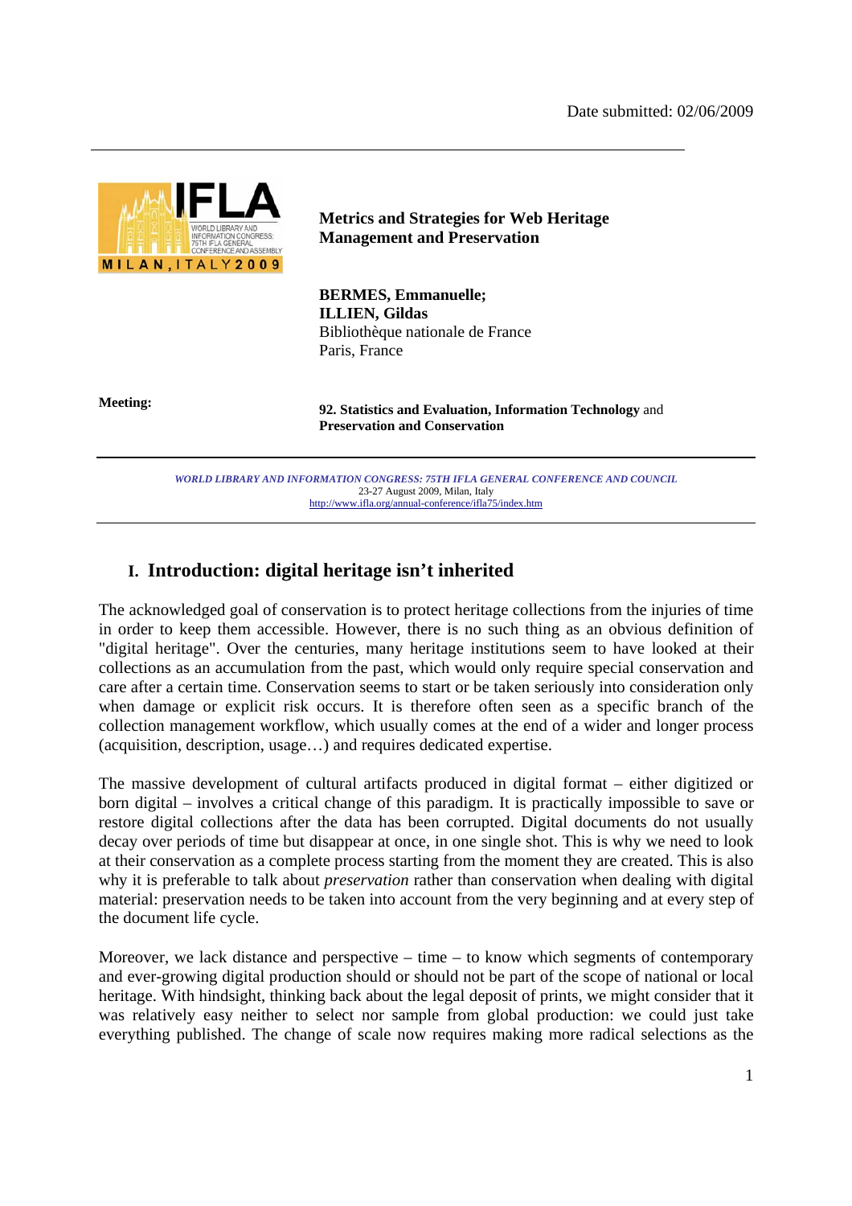Date submitted: 02/06/2009

# Metrics and Strategies for Web Heritage Management and Preservation

**BERMES, Emmanuelle;**
**ILLIEN, Gildas**
Bibliothèque nationale de France
Paris, France

**Meeting:** **92. Statistics and Evaluation, Information Technology** and **Preservation and Conservation**

*WORLD LIBRARY AND INFORMATION CONGRESS: 75TH IFLA GENERAL CONFERENCE AND COUNCIL*
23-27 August 2009, Milan, Italy
http://www.ifla.org/annual-conference/ifla75/index.htm

## I. Introduction: digital heritage isn't inherited

The acknowledged goal of conservation is to protect heritage collections from the injuries of time in order to keep them accessible. However, there is no such thing as an obvious definition of "digital heritage". Over the centuries, many heritage institutions seem to have looked at their collections as an accumulation from the past, which would only require special conservation and care after a certain time. Conservation seems to start or be taken seriously into consideration only when damage or explicit risk occurs. It is therefore often seen as a specific branch of the collection management workflow, which usually comes at the end of a wider and longer process (acquisition, description, usage…) and requires dedicated expertise.

The massive development of cultural artifacts produced in digital format – either digitized or born digital – involves a critical change of this paradigm. It is practically impossible to save or restore digital collections after the data has been corrupted. Digital documents do not usually decay over periods of time but disappear at once, in one single shot. This is why we need to look at their conservation as a complete process starting from the moment they are created. This is also why it is preferable to talk about *preservation* rather than conservation when dealing with digital material: preservation needs to be taken into account from the very beginning and at every step of the document life cycle.

Moreover, we lack distance and perspective – time – to know which segments of contemporary and ever-growing digital production should or should not be part of the scope of national or local heritage. With hindsight, thinking back about the legal deposit of prints, we might consider that it was relatively easy neither to select nor sample from global production: we could just take everything published. The change of scale now requires making more radical selections as the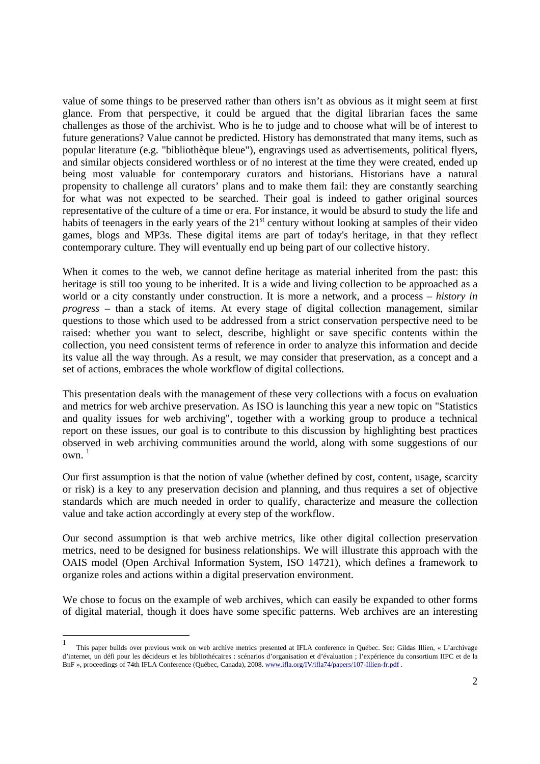value of some things to be preserved rather than others isn't as obvious as it might seem at first glance. From that perspective, it could be argued that the digital librarian faces the same challenges as those of the archivist. Who is he to judge and to choose what will be of interest to future generations? Value cannot be predicted. History has demonstrated that many items, such as popular literature (e.g. "bibliothèque bleue"), engravings used as advertisements, political flyers, and similar objects considered worthless or of no interest at the time they were created, ended up being most valuable for contemporary curators and historians. Historians have a natural propensity to challenge all curators' plans and to make them fail: they are constantly searching for what was not expected to be searched. Their goal is indeed to gather original sources representative of the culture of a time or era. For instance, it would be absurd to study the life and habits of teenagers in the early years of the 21st century without looking at samples of their video games, blogs and MP3s. These digital items are part of today's heritage, in that they reflect contemporary culture. They will eventually end up being part of our collective history.

When it comes to the web, we cannot define heritage as material inherited from the past: this heritage is still too young to be inherited. It is a wide and living collection to be approached as a world or a city constantly under construction. It is more a network, and a process – *history in progress* – than a stack of items. At every stage of digital collection management, similar questions to those which used to be addressed from a strict conservation perspective need to be raised: whether you want to select, describe, highlight or save specific contents within the collection, you need consistent terms of reference in order to analyze this information and decide its value all the way through. As a result, we may consider that preservation, as a concept and a set of actions, embraces the whole workflow of digital collections.

This presentation deals with the management of these very collections with a focus on evaluation and metrics for web archive preservation. As ISO is launching this year a new topic on "Statistics and quality issues for web archiving", together with a working group to produce a technical report on these issues, our goal is to contribute to this discussion by highlighting best practices observed in web archiving communities around the world, along with some suggestions of our own. [1]

Our first assumption is that the notion of value (whether defined by cost, content, usage, scarcity or risk) is a key to any preservation decision and planning, and thus requires a set of objective standards which are much needed in order to qualify, characterize and measure the collection value and take action accordingly at every step of the workflow.

Our second assumption is that web archive metrics, like other digital collection preservation metrics, need to be designed for business relationships. We will illustrate this approach with the OAIS model (Open Archival Information System, ISO 14721), which defines a framework to organize roles and actions within a digital preservation environment.

We chose to focus on the example of web archives, which can easily be expanded to other forms of digital material, though it does have some specific patterns. Web archives are an interesting

---

[1] This paper builds over previous work on web archive metrics presented at IFLA conference in Québec. See: Gildas Illien, « L'archivage d'internet, un défi pour les décideurs et les bibliothécaires : scénarios d'organisation et d'évaluation ; l'expérience du consortium IIPC et de la BnF », proceedings of 74th IFLA Conference (Québec, Canada), 2008. www.ifla.org/IV/ifla74/papers/107-Illien-fr.pdf .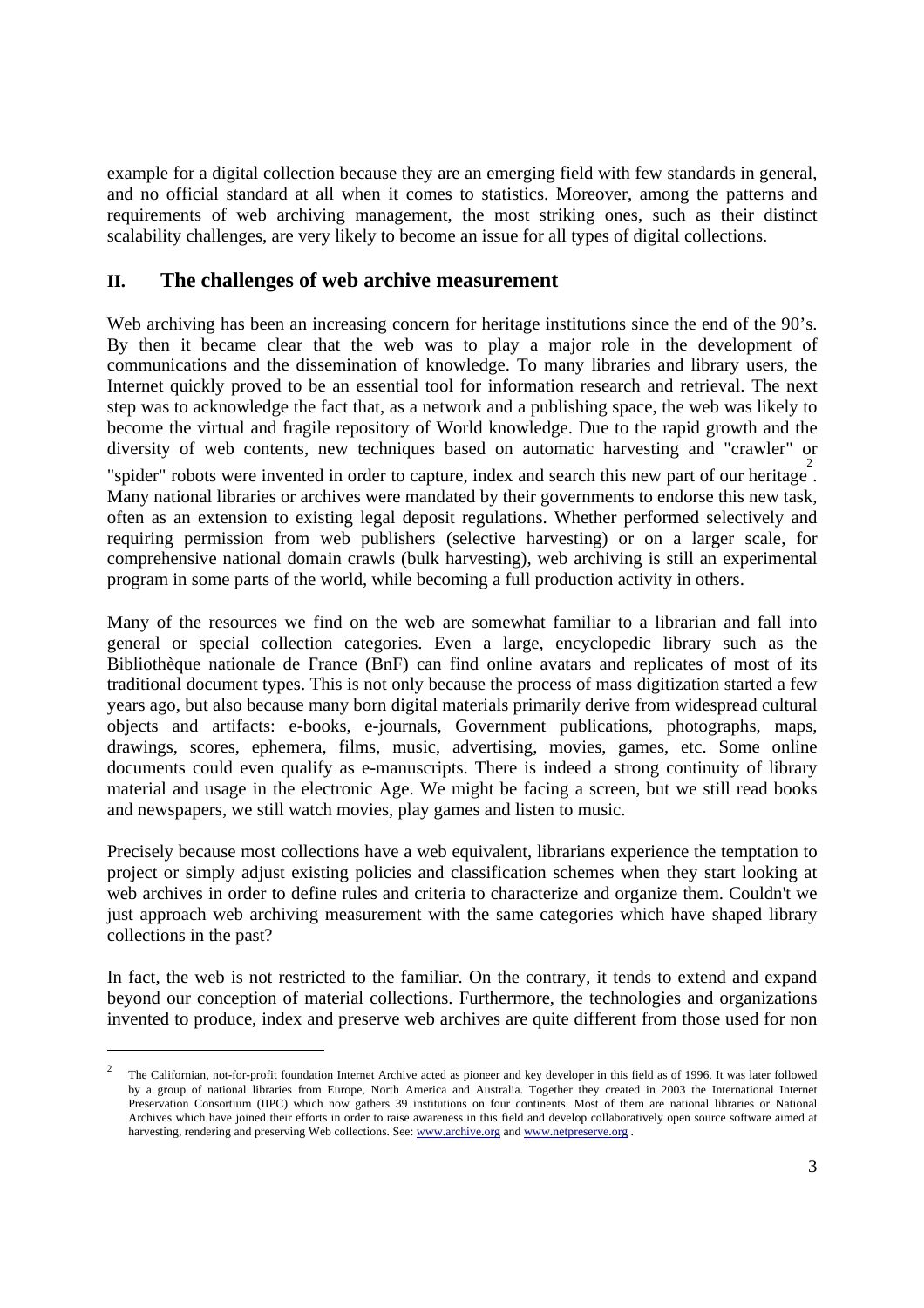example for a digital collection because they are an emerging field with few standards in general, and no official standard at all when it comes to statistics. Moreover, among the patterns and requirements of web archiving management, the most striking ones, such as their distinct scalability challenges, are very likely to become an issue for all types of digital collections.

## II. The challenges of web archive measurement

Web archiving has been an increasing concern for heritage institutions since the end of the 90's. By then it became clear that the web was to play a major role in the development of communications and the dissemination of knowledge. To many libraries and library users, the Internet quickly proved to be an essential tool for information research and retrieval. The next step was to acknowledge the fact that, as a network and a publishing space, the web was likely to become the virtual and fragile repository of World knowledge. Due to the rapid growth and the diversity of web contents, new techniques based on automatic harvesting and "crawler" or "spider" robots were invented in order to capture, index and search this new part of our heritage[2]. Many national libraries or archives were mandated by their governments to endorse this new task, often as an extension to existing legal deposit regulations. Whether performed selectively and requiring permission from web publishers (selective harvesting) or on a larger scale, for comprehensive national domain crawls (bulk harvesting), web archiving is still an experimental program in some parts of the world, while becoming a full production activity in others.

Many of the resources we find on the web are somewhat familiar to a librarian and fall into general or special collection categories. Even a large, encyclopedic library such as the Bibliothèque nationale de France (BnF) can find online avatars and replicates of most of its traditional document types. This is not only because the process of mass digitization started a few years ago, but also because many born digital materials primarily derive from widespread cultural objects and artifacts: e-books, e-journals, Government publications, photographs, maps, drawings, scores, ephemera, films, music, advertising, movies, games, etc. Some online documents could even qualify as e-manuscripts. There is indeed a strong continuity of library material and usage in the electronic Age. We might be facing a screen, but we still read books and newspapers, we still watch movies, play games and listen to music.

Precisely because most collections have a web equivalent, librarians experience the temptation to project or simply adjust existing policies and classification schemes when they start looking at web archives in order to define rules and criteria to characterize and organize them. Couldn't we just approach web archiving measurement with the same categories which have shaped library collections in the past?

In fact, the web is not restricted to the familiar. On the contrary, it tends to extend and expand beyond our conception of material collections. Furthermore, the technologies and organizations invented to produce, index and preserve web archives are quite different from those used for non

---

[2] The Californian, not-for-profit foundation Internet Archive acted as pioneer and key developer in this field as of 1996. It was later followed by a group of national libraries from Europe, North America and Australia. Together they created in 2003 the International Internet Preservation Consortium (IIPC) which now gathers 39 institutions on four continents. Most of them are national libraries or National Archives which have joined their efforts in order to raise awareness in this field and develop collaboratively open source software aimed at harvesting, rendering and preserving Web collections. See: www.archive.org and www.netpreserve.org .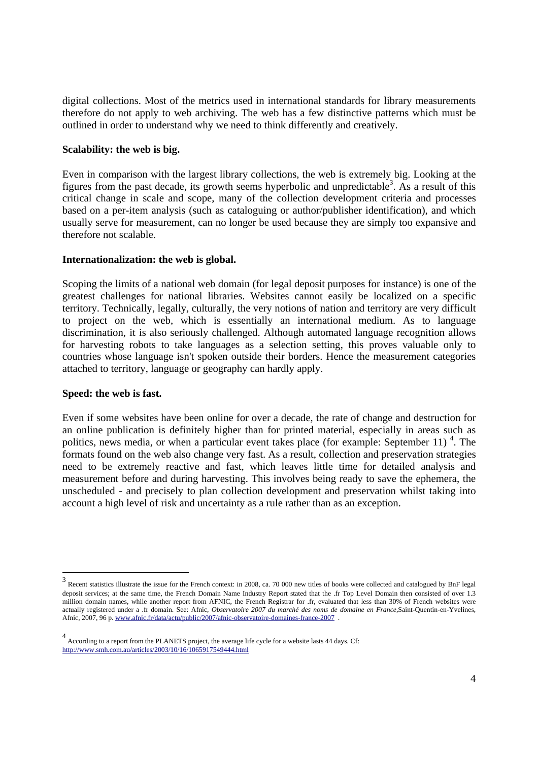digital collections. Most of the metrics used in international standards for library measurements therefore do not apply to web archiving. The web has a few distinctive patterns which must be outlined in order to understand why we need to think differently and creatively.

**Scalability: the web is big.**

Even in comparison with the largest library collections, the web is extremely big. Looking at the figures from the past decade, its growth seems hyperbolic and unpredictable[3]. As a result of this critical change in scale and scope, many of the collection development criteria and processes based on a per-item analysis (such as cataloguing or author/publisher identification), and which usually serve for measurement, can no longer be used because they are simply too expansive and therefore not scalable.

**Internationalization: the web is global.**

Scoping the limits of a national web domain (for legal deposit purposes for instance) is one of the greatest challenges for national libraries. Websites cannot easily be localized on a specific territory. Technically, legally, culturally, the very notions of nation and territory are very difficult to project on the web, which is essentially an international medium. As to language discrimination, it is also seriously challenged. Although automated language recognition allows for harvesting robots to take languages as a selection setting, this proves valuable only to countries whose language isn't spoken outside their borders. Hence the measurement categories attached to territory, language or geography can hardly apply.

**Speed: the web is fast.**

Even if some websites have been online for over a decade, the rate of change and destruction for an online publication is definitely higher than for printed material, especially in areas such as politics, news media, or when a particular event takes place (for example: September 11) [4]. The formats found on the web also change very fast. As a result, collection and preservation strategies need to be extremely reactive and fast, which leaves little time for detailed analysis and measurement before and during harvesting. This involves being ready to save the ephemera, the unscheduled - and precisely to plan collection development and preservation whilst taking into account a high level of risk and uncertainty as a rule rather than as an exception.

---

[3] Recent statistics illustrate the issue for the French context: in 2008, ca. 70 000 new titles of books were collected and catalogued by BnF legal deposit services; at the same time, the French Domain Name Industry Report stated that the .fr Top Level Domain then consisted of over 1.3 million domain names, while another report from AFNIC, the French Registrar for .fr, evaluated that less than 30% of French websites were actually registered under a .fr domain. See: Afnic, *Observatoire 2007 du marché des noms de domaine en France*,Saint-Quentin-en-Yvelines, Afnic, 2007, 96 p. www.afnic.fr/data/actu/public/2007/afnic-observatoire-domaines-france-2007 .

[4] According to a report from the PLANETS project, the average life cycle for a website lasts 44 days. Cf: http://www.smh.com.au/articles/2003/10/16/1065917549444.html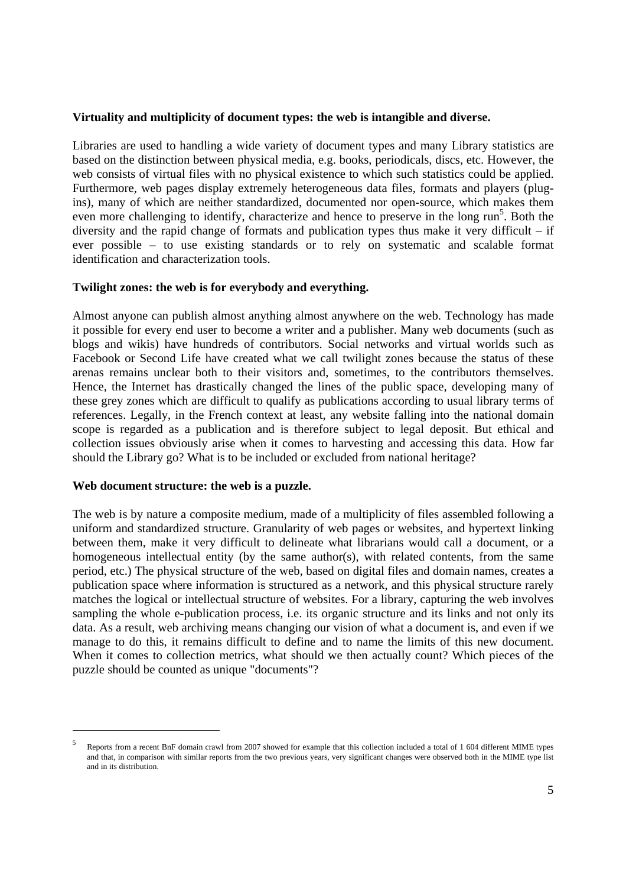**Virtuality and multiplicity of document types: the web is intangible and diverse.**

Libraries are used to handling a wide variety of document types and many Library statistics are based on the distinction between physical media, e.g. books, periodicals, discs, etc. However, the web consists of virtual files with no physical existence to which such statistics could be applied. Furthermore, web pages display extremely heterogeneous data files, formats and players (plug-ins), many of which are neither standardized, documented nor open-source, which makes them even more challenging to identify, characterize and hence to preserve in the long run[5]. Both the diversity and the rapid change of formats and publication types thus make it very difficult – if ever possible – to use existing standards or to rely on systematic and scalable format identification and characterization tools.

**Twilight zones: the web is for everybody and everything.**

Almost anyone can publish almost anything almost anywhere on the web. Technology has made it possible for every end user to become a writer and a publisher. Many web documents (such as blogs and wikis) have hundreds of contributors. Social networks and virtual worlds such as Facebook or Second Life have created what we call twilight zones because the status of these arenas remains unclear both to their visitors and, sometimes, to the contributors themselves. Hence, the Internet has drastically changed the lines of the public space, developing many of these grey zones which are difficult to qualify as publications according to usual library terms of references. Legally, in the French context at least, any website falling into the national domain scope is regarded as a publication and is therefore subject to legal deposit. But ethical and collection issues obviously arise when it comes to harvesting and accessing this data. How far should the Library go? What is to be included or excluded from national heritage?

**Web document structure: the web is a puzzle.**

The web is by nature a composite medium, made of a multiplicity of files assembled following a uniform and standardized structure. Granularity of web pages or websites, and hypertext linking between them, make it very difficult to delineate what librarians would call a document, or a homogeneous intellectual entity (by the same author(s), with related contents, from the same period, etc.) The physical structure of the web, based on digital files and domain names, creates a publication space where information is structured as a network, and this physical structure rarely matches the logical or intellectual structure of websites. For a library, capturing the web involves sampling the whole e-publication process, i.e. its organic structure and its links and not only its data. As a result, web archiving means changing our vision of what a document is, and even if we manage to do this, it remains difficult to define and to name the limits of this new document. When it comes to collection metrics, what should we then actually count? Which pieces of the puzzle should be counted as unique "documents"?

---

[5] Reports from a recent BnF domain crawl from 2007 showed for example that this collection included a total of 1 604 different MIME types and that, in comparison with similar reports from the two previous years, very significant changes were observed both in the MIME type list and in its distribution.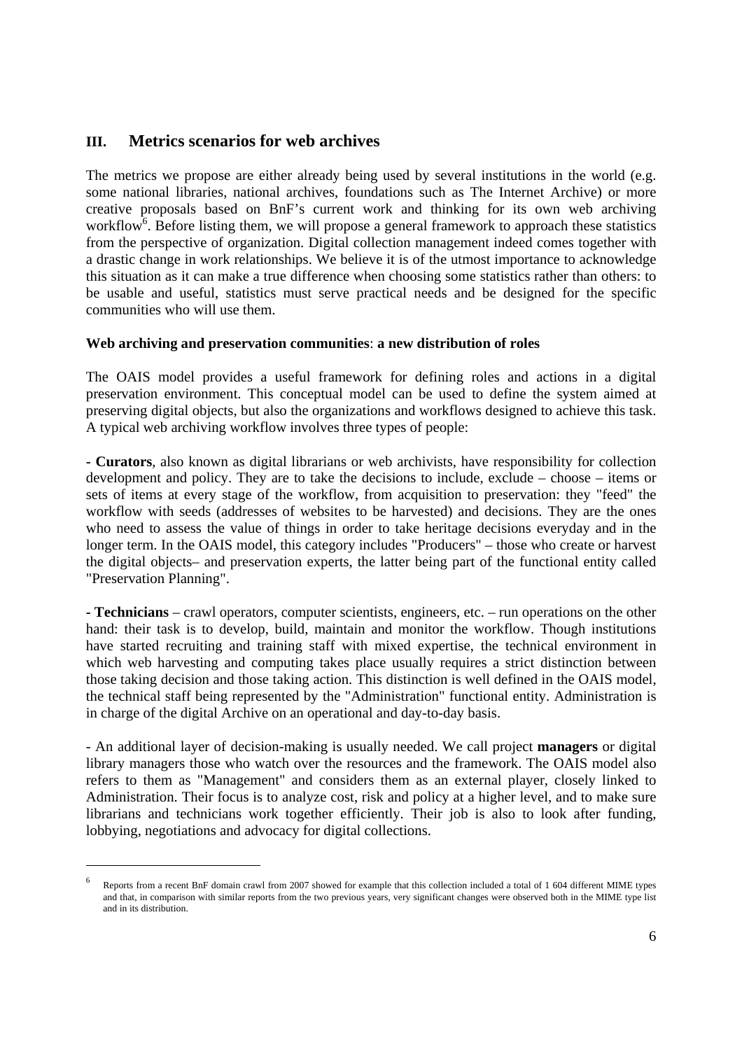## III. Metrics scenarios for web archives

The metrics we propose are either already being used by several institutions in the world (e.g. some national libraries, national archives, foundations such as The Internet Archive) or more creative proposals based on BnF's current work and thinking for its own web archiving workflow[6]. Before listing them, we will propose a general framework to approach these statistics from the perspective of organization. Digital collection management indeed comes together with a drastic change in work relationships. We believe it is of the utmost importance to acknowledge this situation as it can make a true difference when choosing some statistics rather than others: to be usable and useful, statistics must serve practical needs and be designed for the specific communities who will use them.

**Web archiving and preservation communities**: **a new distribution of roles**

The OAIS model provides a useful framework for defining roles and actions in a digital preservation environment. This conceptual model can be used to define the system aimed at preserving digital objects, but also the organizations and workflows designed to achieve this task. A typical web archiving workflow involves three types of people:

**- Curators**, also known as digital librarians or web archivists, have responsibility for collection development and policy. They are to take the decisions to include, exclude – choose – items or sets of items at every stage of the workflow, from acquisition to preservation: they "feed" the workflow with seeds (addresses of websites to be harvested) and decisions. They are the ones who need to assess the value of things in order to take heritage decisions everyday and in the longer term. In the OAIS model, this category includes "Producers" – those who create or harvest the digital objects– and preservation experts, the latter being part of the functional entity called "Preservation Planning".

**- Technicians** – crawl operators, computer scientists, engineers, etc. – run operations on the other hand: their task is to develop, build, maintain and monitor the workflow. Though institutions have started recruiting and training staff with mixed expertise, the technical environment in which web harvesting and computing takes place usually requires a strict distinction between those taking decision and those taking action. This distinction is well defined in the OAIS model, the technical staff being represented by the "Administration" functional entity. Administration is in charge of the digital Archive on an operational and day-to-day basis.

- An additional layer of decision-making is usually needed. We call project **managers** or digital library managers those who watch over the resources and the framework. The OAIS model also refers to them as "Management" and considers them as an external player, closely linked to Administration. Their focus is to analyze cost, risk and policy at a higher level, and to make sure librarians and technicians work together efficiently. Their job is also to look after funding, lobbying, negotiations and advocacy for digital collections.

---

[6] Reports from a recent BnF domain crawl from 2007 showed for example that this collection included a total of 1 604 different MIME types and that, in comparison with similar reports from the two previous years, very significant changes were observed both in the MIME type list and in its distribution.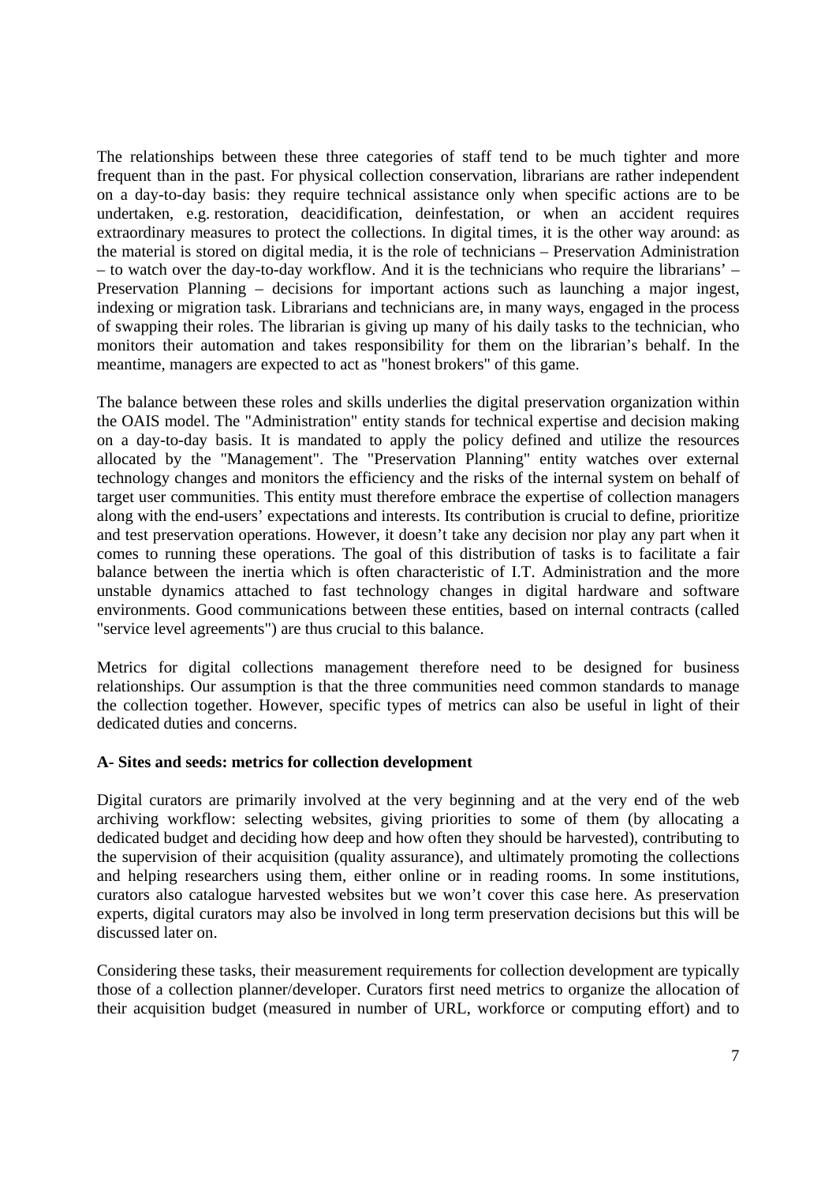The relationships between these three categories of staff tend to be much tighter and more frequent than in the past. For physical collection conservation, librarians are rather independent on a day-to-day basis: they require technical assistance only when specific actions are to be undertaken, e.g. restoration, deacidification, deinfestation, or when an accident requires extraordinary measures to protect the collections. In digital times, it is the other way around: as the material is stored on digital media, it is the role of technicians – Preservation Administration – to watch over the day-to-day workflow. And it is the technicians who require the librarians' – Preservation Planning – decisions for important actions such as launching a major ingest, indexing or migration task. Librarians and technicians are, in many ways, engaged in the process of swapping their roles. The librarian is giving up many of his daily tasks to the technician, who monitors their automation and takes responsibility for them on the librarian's behalf. In the meantime, managers are expected to act as "honest brokers" of this game.

The balance between these roles and skills underlies the digital preservation organization within the OAIS model. The "Administration" entity stands for technical expertise and decision making on a day-to-day basis. It is mandated to apply the policy defined and utilize the resources allocated by the "Management". The "Preservation Planning" entity watches over external technology changes and monitors the efficiency and the risks of the internal system on behalf of target user communities. This entity must therefore embrace the expertise of collection managers along with the end-users' expectations and interests. Its contribution is crucial to define, prioritize and test preservation operations. However, it doesn't take any decision nor play any part when it comes to running these operations. The goal of this distribution of tasks is to facilitate a fair balance between the inertia which is often characteristic of I.T. Administration and the more unstable dynamics attached to fast technology changes in digital hardware and software environments. Good communications between these entities, based on internal contracts (called "service level agreements") are thus crucial to this balance.

Metrics for digital collections management therefore need to be designed for business relationships. Our assumption is that the three communities need common standards to manage the collection together. However, specific types of metrics can also be useful in light of their dedicated duties and concerns.

### A- Sites and seeds: metrics for collection development

Digital curators are primarily involved at the very beginning and at the very end of the web archiving workflow: selecting websites, giving priorities to some of them (by allocating a dedicated budget and deciding how deep and how often they should be harvested), contributing to the supervision of their acquisition (quality assurance), and ultimately promoting the collections and helping researchers using them, either online or in reading rooms. In some institutions, curators also catalogue harvested websites but we won't cover this case here. As preservation experts, digital curators may also be involved in long term preservation decisions but this will be discussed later on.

Considering these tasks, their measurement requirements for collection development are typically those of a collection planner/developer. Curators first need metrics to organize the allocation of their acquisition budget (measured in number of URL, workforce or computing effort) and to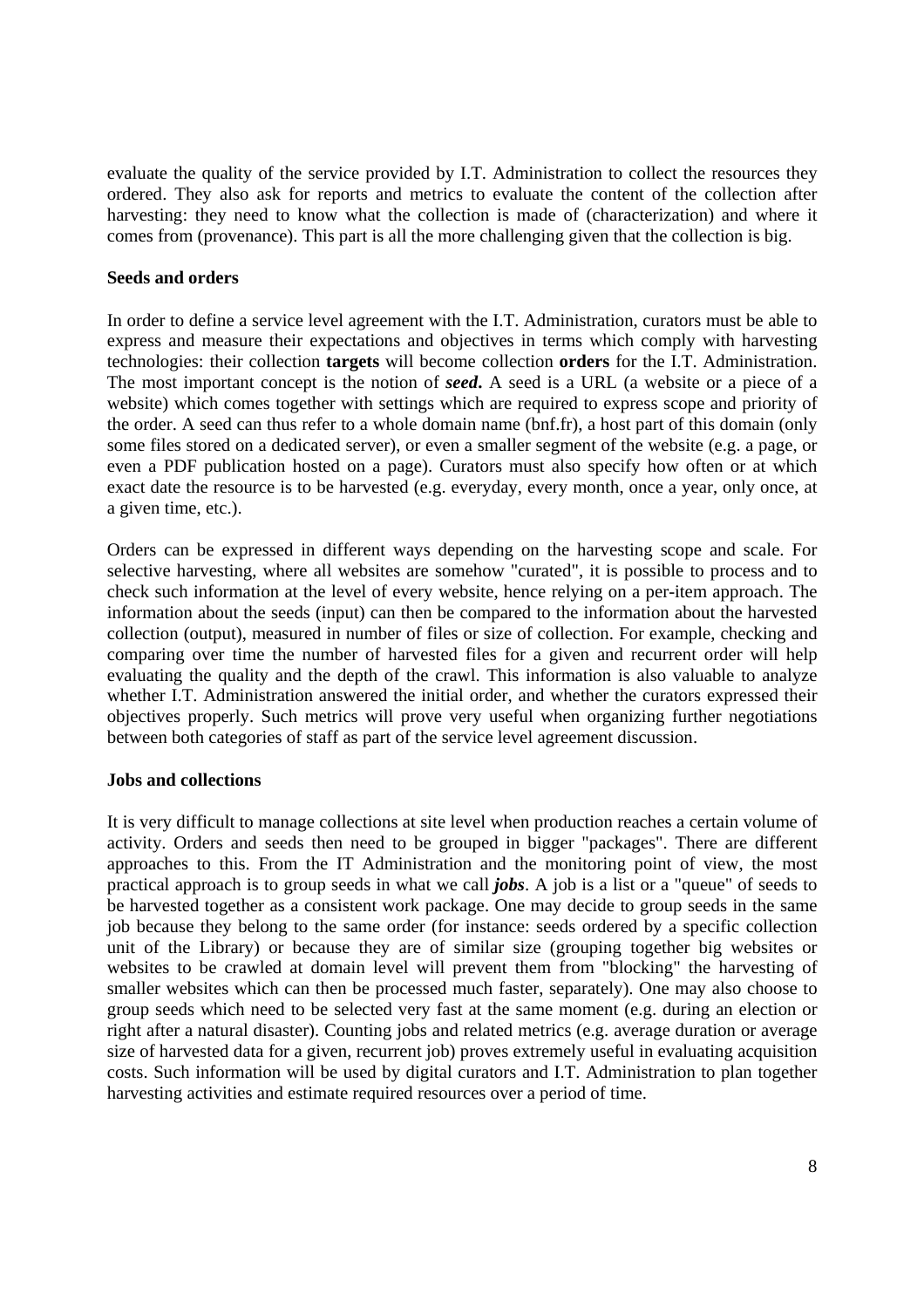evaluate the quality of the service provided by I.T. Administration to collect the resources they ordered. They also ask for reports and metrics to evaluate the content of the collection after harvesting: they need to know what the collection is made of (characterization) and where it comes from (provenance). This part is all the more challenging given that the collection is big.

**Seeds and orders**

In order to define a service level agreement with the I.T. Administration, curators must be able to express and measure their expectations and objectives in terms which comply with harvesting technologies: their collection **targets** will become collection **orders** for the I.T. Administration. The most important concept is the notion of ***seed*.** A seed is a URL (a website or a piece of a website) which comes together with settings which are required to express scope and priority of the order. A seed can thus refer to a whole domain name (bnf.fr), a host part of this domain (only some files stored on a dedicated server), or even a smaller segment of the website (e.g. a page, or even a PDF publication hosted on a page). Curators must also specify how often or at which exact date the resource is to be harvested (e.g. everyday, every month, once a year, only once, at a given time, etc.).

Orders can be expressed in different ways depending on the harvesting scope and scale. For selective harvesting, where all websites are somehow "curated", it is possible to process and to check such information at the level of every website, hence relying on a per-item approach. The information about the seeds (input) can then be compared to the information about the harvested collection (output), measured in number of files or size of collection. For example, checking and comparing over time the number of harvested files for a given and recurrent order will help evaluating the quality and the depth of the crawl. This information is also valuable to analyze whether I.T. Administration answered the initial order, and whether the curators expressed their objectives properly. Such metrics will prove very useful when organizing further negotiations between both categories of staff as part of the service level agreement discussion.

**Jobs and collections**

It is very difficult to manage collections at site level when production reaches a certain volume of activity. Orders and seeds then need to be grouped in bigger "packages". There are different approaches to this. From the IT Administration and the monitoring point of view, the most practical approach is to group seeds in what we call ***jobs***. A job is a list or a "queue" of seeds to be harvested together as a consistent work package. One may decide to group seeds in the same job because they belong to the same order (for instance: seeds ordered by a specific collection unit of the Library) or because they are of similar size (grouping together big websites or websites to be crawled at domain level will prevent them from "blocking" the harvesting of smaller websites which can then be processed much faster, separately). One may also choose to group seeds which need to be selected very fast at the same moment (e.g. during an election or right after a natural disaster). Counting jobs and related metrics (e.g. average duration or average size of harvested data for a given, recurrent job) proves extremely useful in evaluating acquisition costs. Such information will be used by digital curators and I.T. Administration to plan together harvesting activities and estimate required resources over a period of time.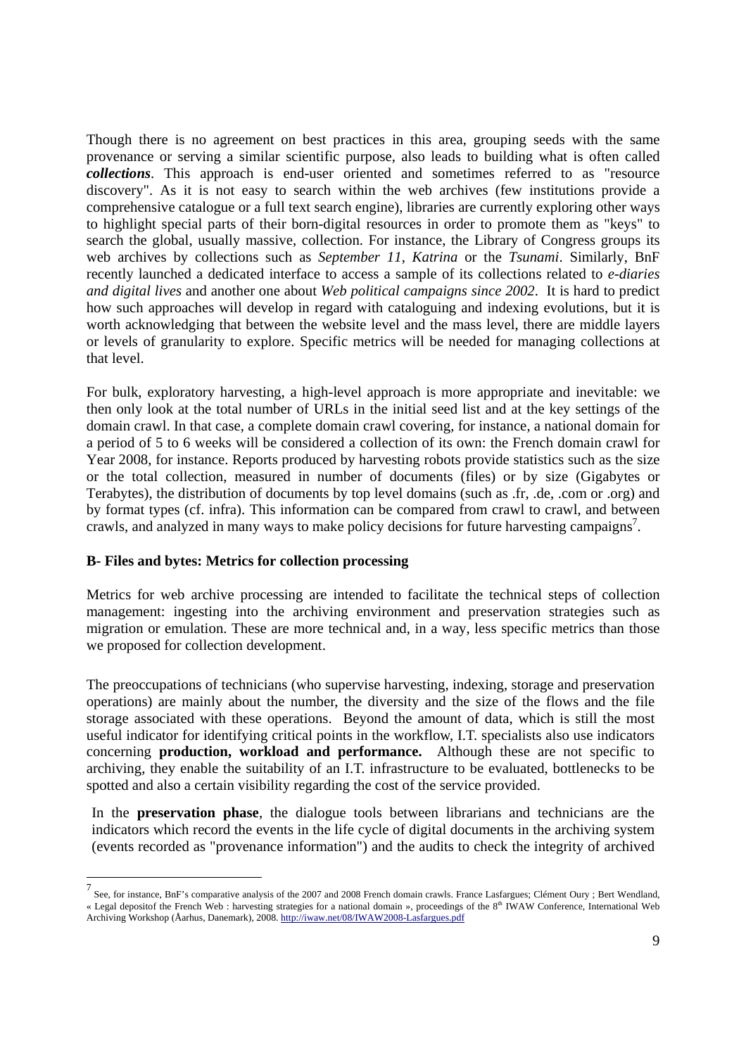Though there is no agreement on best practices in this area, grouping seeds with the same provenance or serving a similar scientific purpose, also leads to building what is often called ***collections***. This approach is end-user oriented and sometimes referred to as "resource discovery". As it is not easy to search within the web archives (few institutions provide a comprehensive catalogue or a full text search engine), libraries are currently exploring other ways to highlight special parts of their born-digital resources in order to promote them as "keys" to search the global, usually massive, collection. For instance, the Library of Congress groups its web archives by collections such as *September 11*, *Katrina* or the *Tsunami*. Similarly, BnF recently launched a dedicated interface to access a sample of its collections related to *e-diaries and digital lives* and another one about *Web political campaigns since 2002*. It is hard to predict how such approaches will develop in regard with cataloguing and indexing evolutions, but it is worth acknowledging that between the website level and the mass level, there are middle layers or levels of granularity to explore. Specific metrics will be needed for managing collections at that level.

For bulk, exploratory harvesting, a high-level approach is more appropriate and inevitable: we then only look at the total number of URLs in the initial seed list and at the key settings of the domain crawl. In that case, a complete domain crawl covering, for instance, a national domain for a period of 5 to 6 weeks will be considered a collection of its own: the French domain crawl for Year 2008, for instance. Reports produced by harvesting robots provide statistics such as the size or the total collection, measured in number of documents (files) or by size (Gigabytes or Terabytes), the distribution of documents by top level domains (such as .fr, .de, .com or .org) and by format types (cf. infra). This information can be compared from crawl to crawl, and between crawls, and analyzed in many ways to make policy decisions for future harvesting campaigns[7].

### B- Files and bytes: Metrics for collection processing

Metrics for web archive processing are intended to facilitate the technical steps of collection management: ingesting into the archiving environment and preservation strategies such as migration or emulation. These are more technical and, in a way, less specific metrics than those we proposed for collection development.

The preoccupations of technicians (who supervise harvesting, indexing, storage and preservation operations) are mainly about the number, the diversity and the size of the flows and the file storage associated with these operations. Beyond the amount of data, which is still the most useful indicator for identifying critical points in the workflow, I.T. specialists also use indicators concerning **production, workload and performance.** Although these are not specific to archiving, they enable the suitability of an I.T. infrastructure to be evaluated, bottlenecks to be spotted and also a certain visibility regarding the cost of the service provided.

In the **preservation phase**, the dialogue tools between librarians and technicians are the indicators which record the events in the life cycle of digital documents in the archiving system (events recorded as "provenance information") and the audits to check the integrity of archived

---

[7] See, for instance, BnF's comparative analysis of the 2007 and 2008 French domain crawls. France Lasfargues; Clément Oury ; Bert Wendland, « Legal depositof the French Web : harvesting strategies for a national domain », proceedings of the 8th IWAW Conference, International Web Archiving Workshop (Åarhus, Danemark), 2008. http://iwaw.net/08/IWAW2008-Lasfargues.pdf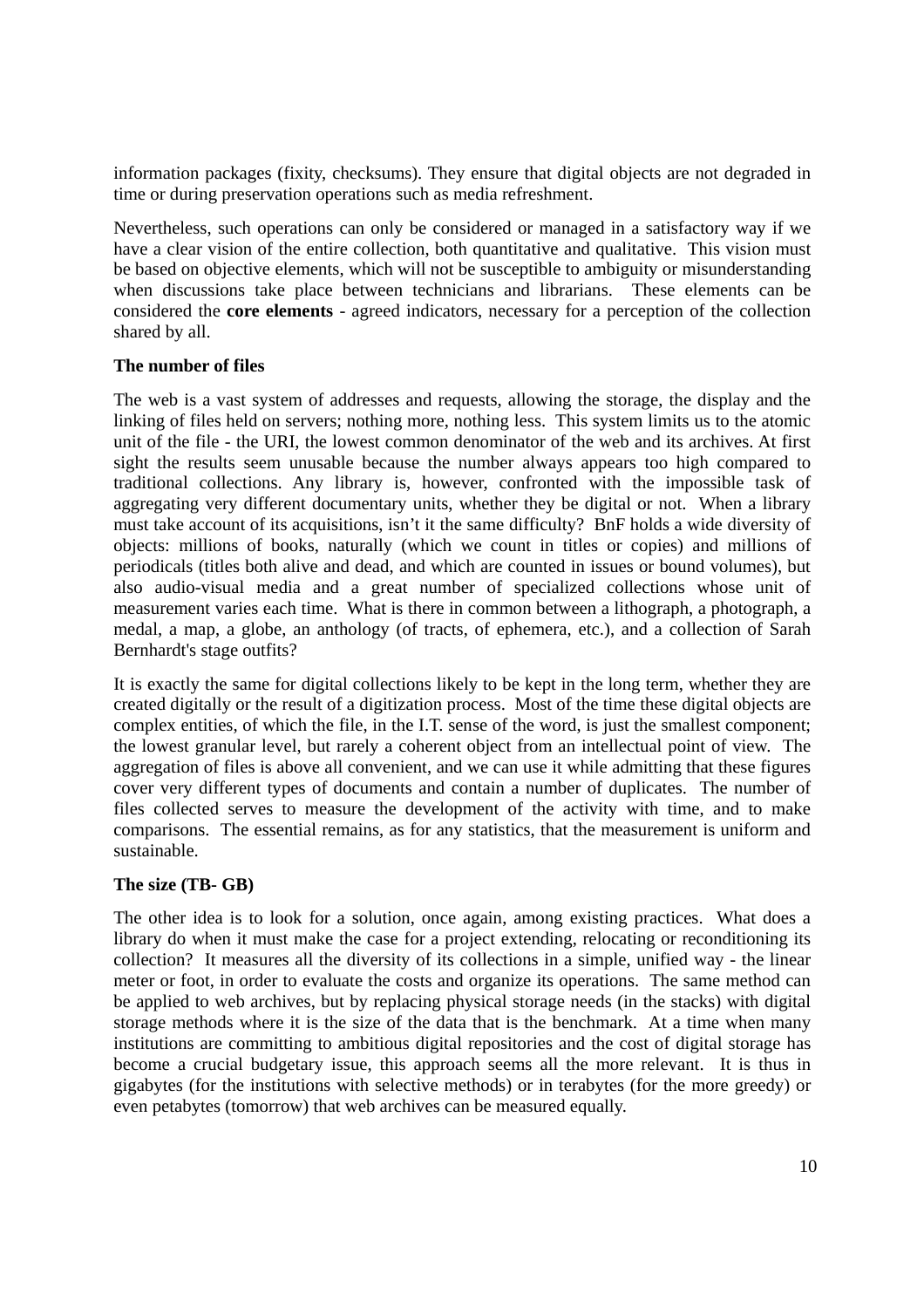information packages (fixity, checksums). They ensure that digital objects are not degraded in time or during preservation operations such as media refreshment.

Nevertheless, such operations can only be considered or managed in a satisfactory way if we have a clear vision of the entire collection, both quantitative and qualitative. This vision must be based on objective elements, which will not be susceptible to ambiguity or misunderstanding when discussions take place between technicians and librarians. These elements can be considered the **core elements** - agreed indicators, necessary for a perception of the collection shared by all.

**The number of files**

The web is a vast system of addresses and requests, allowing the storage, the display and the linking of files held on servers; nothing more, nothing less. This system limits us to the atomic unit of the file - the URI, the lowest common denominator of the web and its archives. At first sight the results seem unusable because the number always appears too high compared to traditional collections. Any library is, however, confronted with the impossible task of aggregating very different documentary units, whether they be digital or not. When a library must take account of its acquisitions, isn't it the same difficulty? BnF holds a wide diversity of objects: millions of books, naturally (which we count in titles or copies) and millions of periodicals (titles both alive and dead, and which are counted in issues or bound volumes), but also audio-visual media and a great number of specialized collections whose unit of measurement varies each time. What is there in common between a lithograph, a photograph, a medal, a map, a globe, an anthology (of tracts, of ephemera, etc.), and a collection of Sarah Bernhardt's stage outfits?

It is exactly the same for digital collections likely to be kept in the long term, whether they are created digitally or the result of a digitization process. Most of the time these digital objects are complex entities, of which the file, in the I.T. sense of the word, is just the smallest component; the lowest granular level, but rarely a coherent object from an intellectual point of view. The aggregation of files is above all convenient, and we can use it while admitting that these figures cover very different types of documents and contain a number of duplicates. The number of files collected serves to measure the development of the activity with time, and to make comparisons. The essential remains, as for any statistics, that the measurement is uniform and sustainable.

**The size (TB- GB)**

The other idea is to look for a solution, once again, among existing practices. What does a library do when it must make the case for a project extending, relocating or reconditioning its collection? It measures all the diversity of its collections in a simple, unified way - the linear meter or foot, in order to evaluate the costs and organize its operations. The same method can be applied to web archives, but by replacing physical storage needs (in the stacks) with digital storage methods where it is the size of the data that is the benchmark. At a time when many institutions are committing to ambitious digital repositories and the cost of digital storage has become a crucial budgetary issue, this approach seems all the more relevant. It is thus in gigabytes (for the institutions with selective methods) or in terabytes (for the more greedy) or even petabytes (tomorrow) that web archives can be measured equally.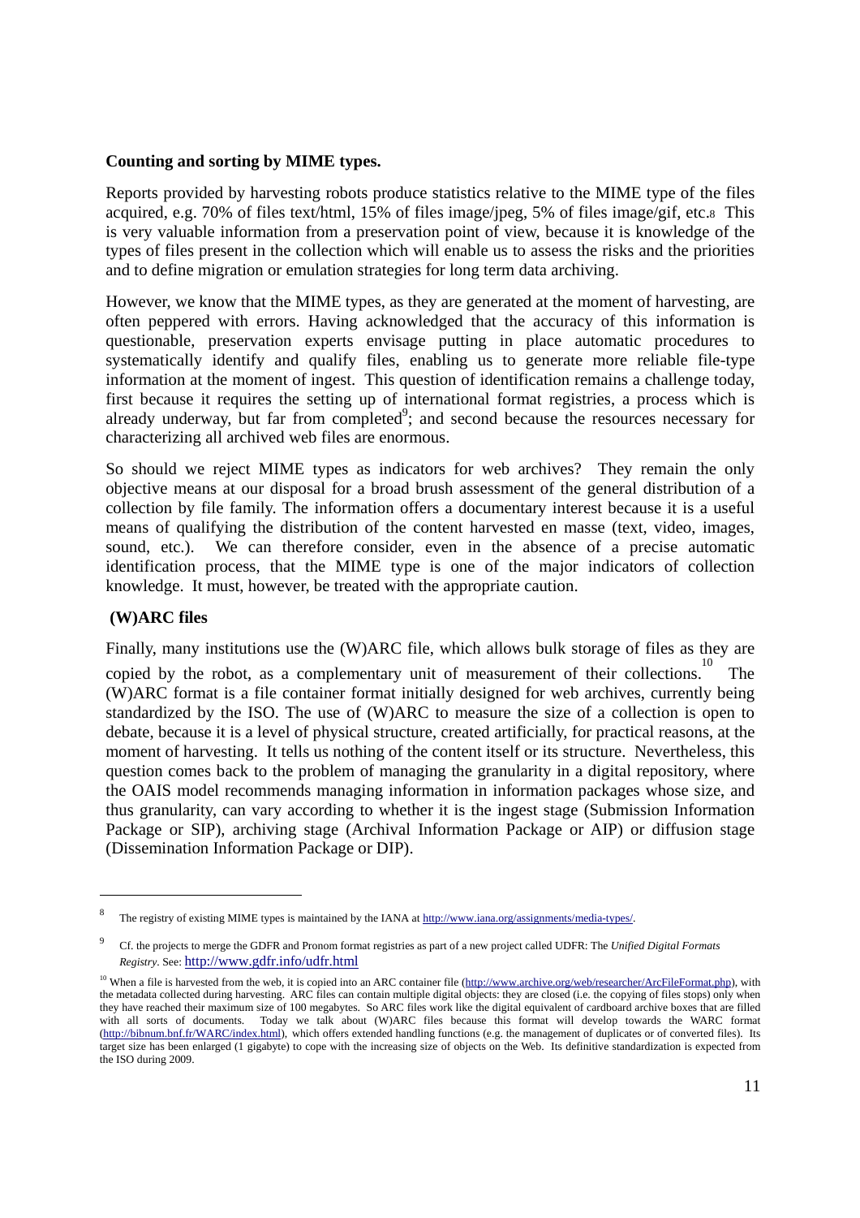**Counting and sorting by MIME types.**

Reports provided by harvesting robots produce statistics relative to the MIME type of the files acquired, e.g. 70% of files text/html, 15% of files image/jpeg, 5% of files image/gif, etc.[8] This is very valuable information from a preservation point of view, because it is knowledge of the types of files present in the collection which will enable us to assess the risks and the priorities and to define migration or emulation strategies for long term data archiving.

However, we know that the MIME types, as they are generated at the moment of harvesting, are often peppered with errors. Having acknowledged that the accuracy of this information is questionable, preservation experts envisage putting in place automatic procedures to systematically identify and qualify files, enabling us to generate more reliable file-type information at the moment of ingest. This question of identification remains a challenge today, first because it requires the setting up of international format registries, a process which is already underway, but far from completed[9]; and second because the resources necessary for characterizing all archived web files are enormous.

So should we reject MIME types as indicators for web archives? They remain the only objective means at our disposal for a broad brush assessment of the general distribution of a collection by file family. The information offers a documentary interest because it is a useful means of qualifying the distribution of the content harvested en masse (text, video, images, sound, etc.). We can therefore consider, even in the absence of a precise automatic identification process, that the MIME type is one of the major indicators of collection knowledge. It must, however, be treated with the appropriate caution.

**(W)ARC files**

Finally, many institutions use the (W)ARC file, which allows bulk storage of files as they are copied by the robot, as a complementary unit of measurement of their collections.[10] The (W)ARC format is a file container format initially designed for web archives, currently being standardized by the ISO. The use of (W)ARC to measure the size of a collection is open to debate, because it is a level of physical structure, created artificially, for practical reasons, at the moment of harvesting. It tells us nothing of the content itself or its structure. Nevertheless, this question comes back to the problem of managing the granularity in a digital repository, where the OAIS model recommends managing information in information packages whose size, and thus granularity, can vary according to whether it is the ingest stage (Submission Information Package or SIP), archiving stage (Archival Information Package or AIP) or diffusion stage (Dissemination Information Package or DIP).

---

[8] The registry of existing MIME types is maintained by the IANA at http://www.iana.org/assignments/media-types/.

[9] Cf. the projects to merge the GDFR and Pronom format registries as part of a new project called UDFR: The *Unified Digital Formats Registry*. See: http://www.gdfr.info/udfr.html

[10] When a file is harvested from the web, it is copied into an ARC container file (http://www.archive.org/web/researcher/ArcFileFormat.php), with the metadata collected during harvesting. ARC files can contain multiple digital objects: they are closed (i.e. the copying of files stops) only when they have reached their maximum size of 100 megabytes. So ARC files work like the digital equivalent of cardboard archive boxes that are filled with all sorts of documents. Today we talk about (W)ARC files because this format will develop towards the WARC format (http://bibnum.bnf.fr/WARC/index.html), which offers extended handling functions (e.g. the management of duplicates or of converted files). Its target size has been enlarged (1 gigabyte) to cope with the increasing size of objects on the Web. Its definitive standardization is expected from the ISO during 2009.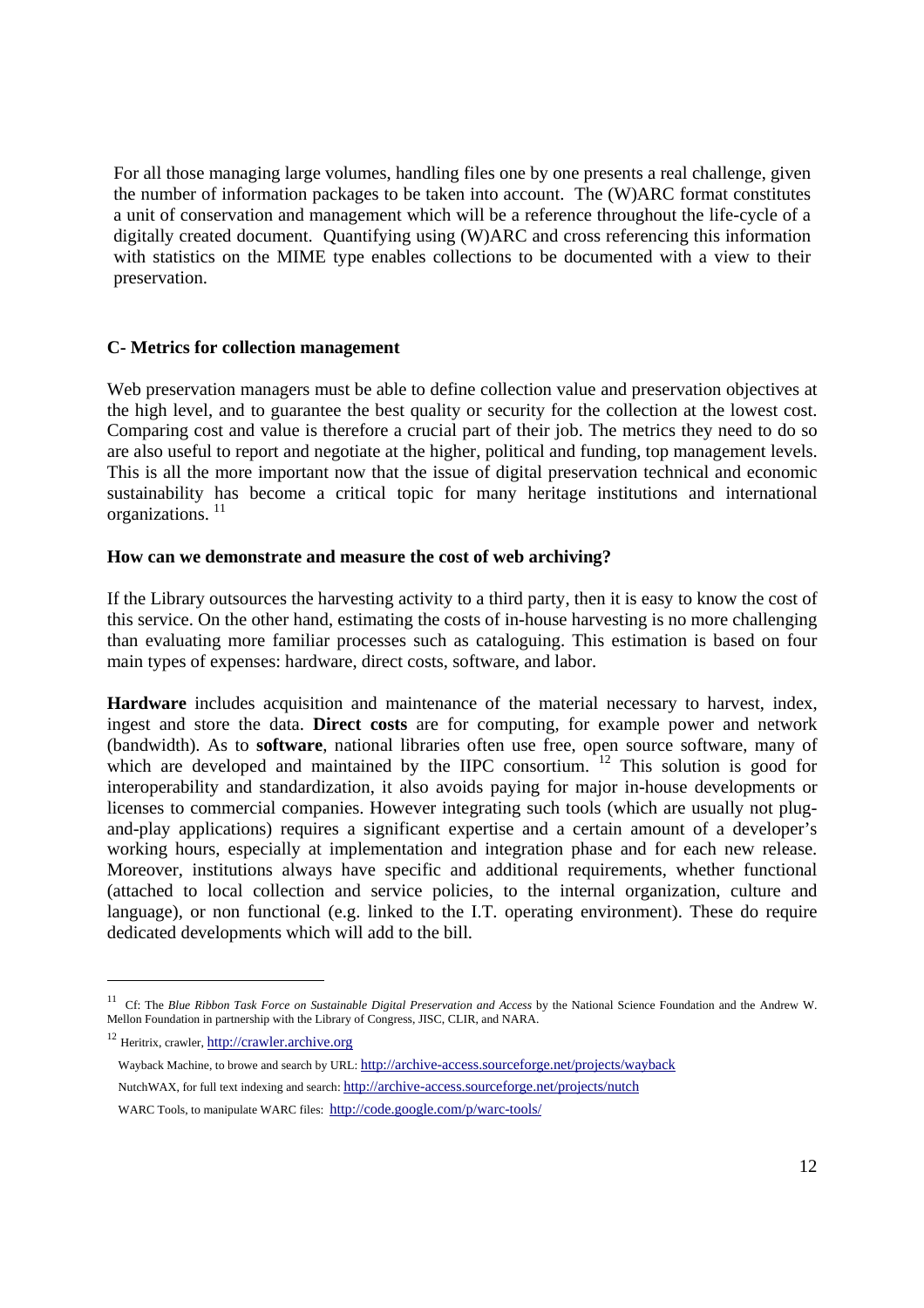For all those managing large volumes, handling files one by one presents a real challenge, given the number of information packages to be taken into account. The (W)ARC format constitutes a unit of conservation and management which will be a reference throughout the life-cycle of a digitally created document. Quantifying using (W)ARC and cross referencing this information with statistics on the MIME type enables collections to be documented with a view to their preservation.

### C- Metrics for collection management

Web preservation managers must be able to define collection value and preservation objectives at the high level, and to guarantee the best quality or security for the collection at the lowest cost. Comparing cost and value is therefore a crucial part of their job. The metrics they need to do so are also useful to report and negotiate at the higher, political and funding, top management levels. This is all the more important now that the issue of digital preservation technical and economic sustainability has become a critical topic for many heritage institutions and international organizations. [11]

#### How can we demonstrate and measure the cost of web archiving?

If the Library outsources the harvesting activity to a third party, then it is easy to know the cost of this service. On the other hand, estimating the costs of in-house harvesting is no more challenging than evaluating more familiar processes such as cataloguing. This estimation is based on four main types of expenses: hardware, direct costs, software, and labor.

**Hardware** includes acquisition and maintenance of the material necessary to harvest, index, ingest and store the data. **Direct costs** are for computing, for example power and network (bandwidth). As to **software**, national libraries often use free, open source software, many of which are developed and maintained by the IIPC consortium. [12] This solution is good for interoperability and standardization, it also avoids paying for major in-house developments or licenses to commercial companies. However integrating such tools (which are usually not plug-and-play applications) requires a significant expertise and a certain amount of a developer's working hours, especially at implementation and integration phase and for each new release. Moreover, institutions always have specific and additional requirements, whether functional (attached to local collection and service policies, to the internal organization, culture and language), or non functional (e.g. linked to the I.T. operating environment). These do require dedicated developments which will add to the bill.

---

[11] Cf: The *Blue Ribbon Task Force on Sustainable Digital Preservation and Access* by the National Science Foundation and the Andrew W. Mellon Foundation in partnership with the Library of Congress, JISC, CLIR, and NARA.

[12] Heritrix, crawler, http://crawler.archive.org

Wayback Machine, to browe and search by URL: http://archive-access.sourceforge.net/projects/wayback

NutchWAX, for full text indexing and search: http://archive-access.sourceforge.net/projects/nutch

WARC Tools, to manipulate WARC files: http://code.google.com/p/warc-tools/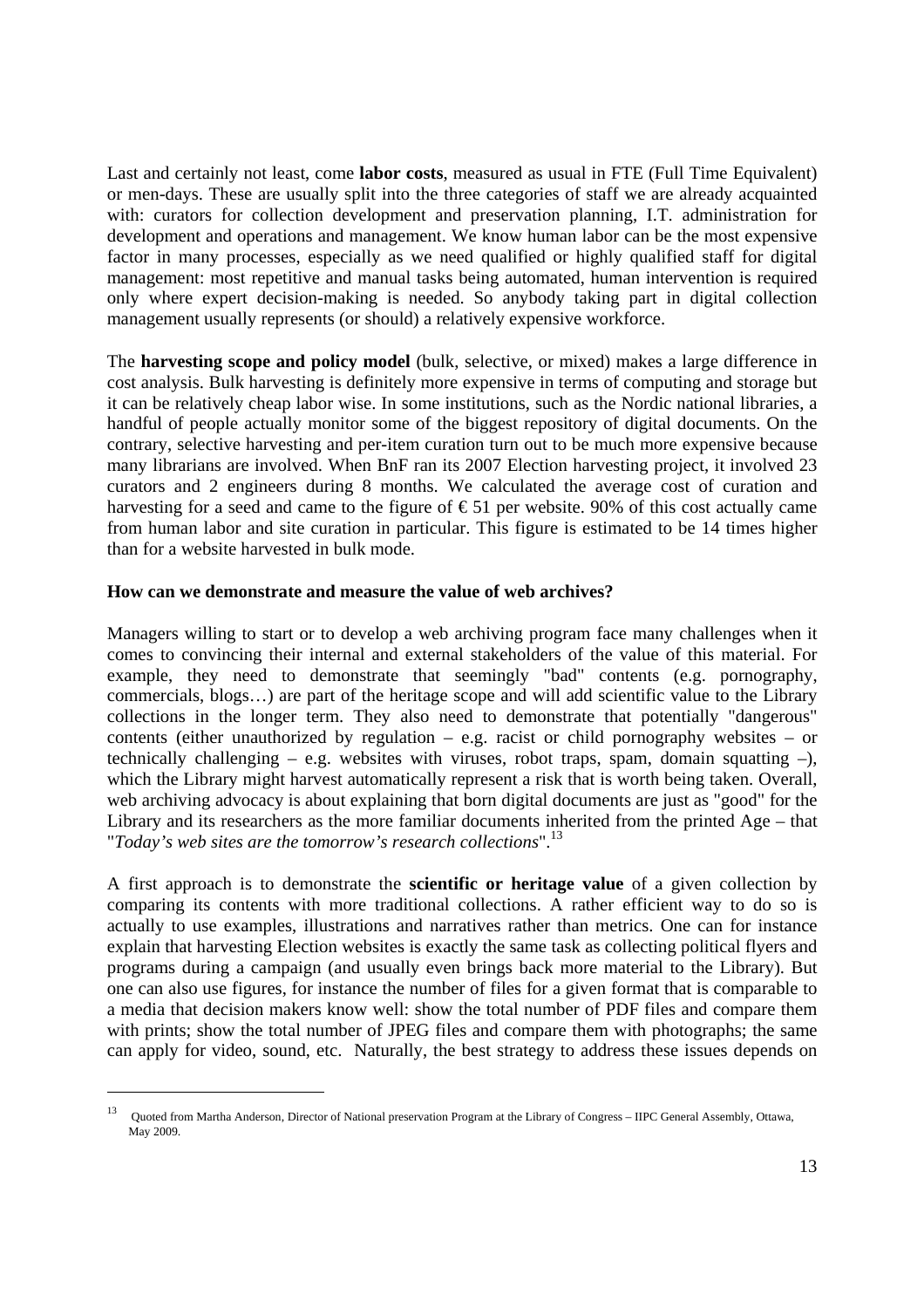Last and certainly not least, come **labor costs**, measured as usual in FTE (Full Time Equivalent) or men-days. These are usually split into the three categories of staff we are already acquainted with: curators for collection development and preservation planning, I.T. administration for development and operations and management. We know human labor can be the most expensive factor in many processes, especially as we need qualified or highly qualified staff for digital management: most repetitive and manual tasks being automated, human intervention is required only where expert decision-making is needed. So anybody taking part in digital collection management usually represents (or should) a relatively expensive workforce.

The **harvesting scope and policy model** (bulk, selective, or mixed) makes a large difference in cost analysis. Bulk harvesting is definitely more expensive in terms of computing and storage but it can be relatively cheap labor wise. In some institutions, such as the Nordic national libraries, a handful of people actually monitor some of the biggest repository of digital documents. On the contrary, selective harvesting and per-item curation turn out to be much more expensive because many librarians are involved. When BnF ran its 2007 Election harvesting project, it involved 23 curators and 2 engineers during 8 months. We calculated the average cost of curation and harvesting for a seed and came to the figure of € 51 per website. 90% of this cost actually came from human labor and site curation in particular. This figure is estimated to be 14 times higher than for a website harvested in bulk mode.

**How can we demonstrate and measure the value of web archives?**

Managers willing to start or to develop a web archiving program face many challenges when it comes to convincing their internal and external stakeholders of the value of this material. For example, they need to demonstrate that seemingly "bad" contents (e.g. pornography, commercials, blogs…) are part of the heritage scope and will add scientific value to the Library collections in the longer term. They also need to demonstrate that potentially "dangerous" contents (either unauthorized by regulation – e.g. racist or child pornography websites – or technically challenging – e.g. websites with viruses, robot traps, spam, domain squatting –), which the Library might harvest automatically represent a risk that is worth being taken. Overall, web archiving advocacy is about explaining that born digital documents are just as "good" for the Library and its researchers as the more familiar documents inherited from the printed Age – that "*Today's web sites are the tomorrow's research collections*".[13]

A first approach is to demonstrate the **scientific or heritage value** of a given collection by comparing its contents with more traditional collections. A rather efficient way to do so is actually to use examples, illustrations and narratives rather than metrics. One can for instance explain that harvesting Election websites is exactly the same task as collecting political flyers and programs during a campaign (and usually even brings back more material to the Library). But one can also use figures, for instance the number of files for a given format that is comparable to a media that decision makers know well: show the total number of PDF files and compare them with prints; show the total number of JPEG files and compare them with photographs; the same can apply for video, sound, etc. Naturally, the best strategy to address these issues depends on

[13] Quoted from Martha Anderson, Director of National preservation Program at the Library of Congress – IIPC General Assembly, Ottawa, May 2009.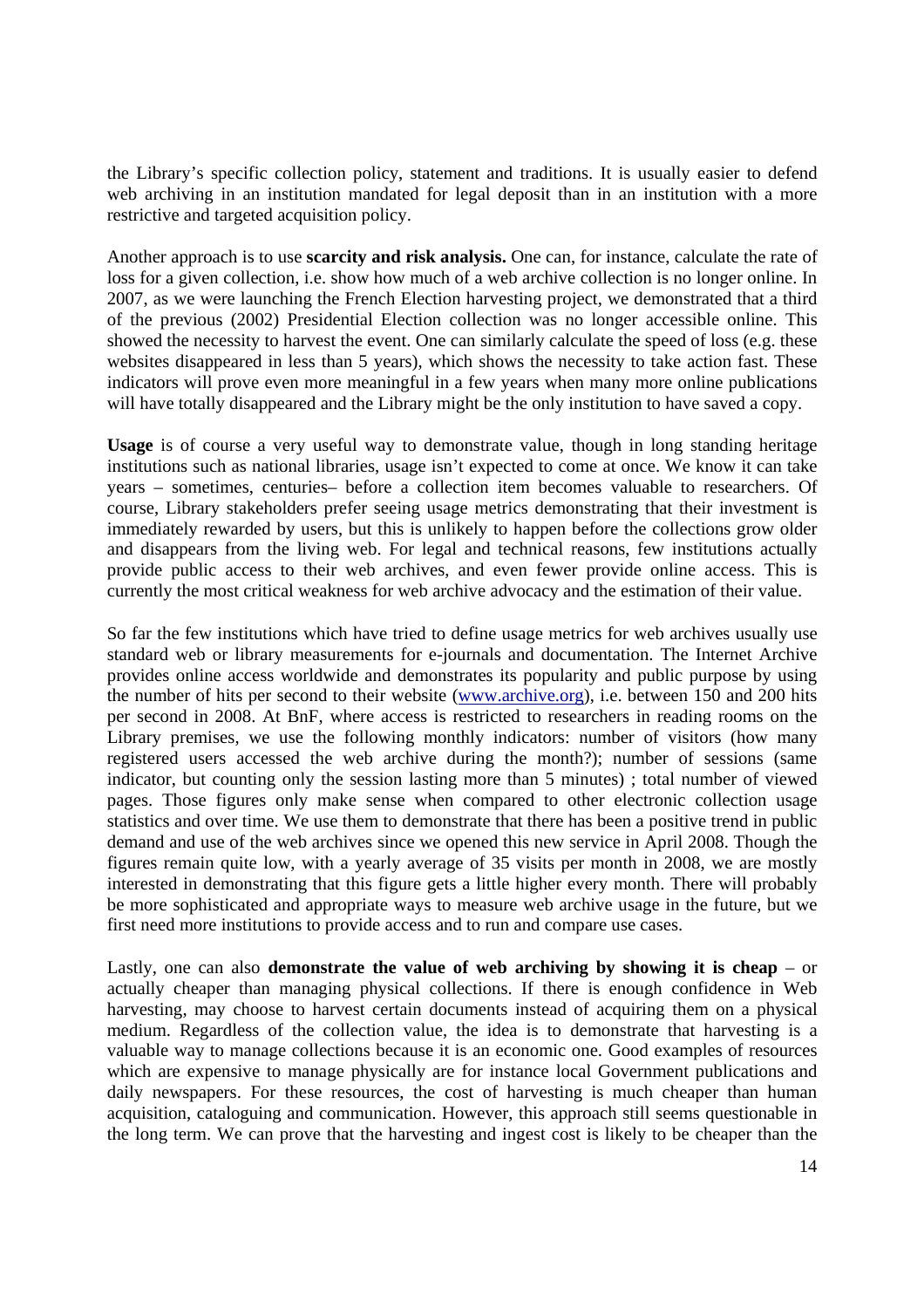the Library's specific collection policy, statement and traditions. It is usually easier to defend web archiving in an institution mandated for legal deposit than in an institution with a more restrictive and targeted acquisition policy.

Another approach is to use **scarcity and risk analysis.** One can, for instance, calculate the rate of loss for a given collection, i.e. show how much of a web archive collection is no longer online. In 2007, as we were launching the French Election harvesting project, we demonstrated that a third of the previous (2002) Presidential Election collection was no longer accessible online. This showed the necessity to harvest the event. One can similarly calculate the speed of loss (e.g. these websites disappeared in less than 5 years), which shows the necessity to take action fast. These indicators will prove even more meaningful in a few years when many more online publications will have totally disappeared and the Library might be the only institution to have saved a copy.

**Usage** is of course a very useful way to demonstrate value, though in long standing heritage institutions such as national libraries, usage isn't expected to come at once. We know it can take years – sometimes, centuries– before a collection item becomes valuable to researchers. Of course, Library stakeholders prefer seeing usage metrics demonstrating that their investment is immediately rewarded by users, but this is unlikely to happen before the collections grow older and disappears from the living web. For legal and technical reasons, few institutions actually provide public access to their web archives, and even fewer provide online access. This is currently the most critical weakness for web archive advocacy and the estimation of their value.

So far the few institutions which have tried to define usage metrics for web archives usually use standard web or library measurements for e-journals and documentation. The Internet Archive provides online access worldwide and demonstrates its popularity and public purpose by using the number of hits per second to their website ([www.archive.org](www.archive.org)), i.e. between 150 and 200 hits per second in 2008. At BnF, where access is restricted to researchers in reading rooms on the Library premises, we use the following monthly indicators: number of visitors (how many registered users accessed the web archive during the month?); number of sessions (same indicator, but counting only the session lasting more than 5 minutes) ; total number of viewed pages. Those figures only make sense when compared to other electronic collection usage statistics and over time. We use them to demonstrate that there has been a positive trend in public demand and use of the web archives since we opened this new service in April 2008. Though the figures remain quite low, with a yearly average of 35 visits per month in 2008, we are mostly interested in demonstrating that this figure gets a little higher every month. There will probably be more sophisticated and appropriate ways to measure web archive usage in the future, but we first need more institutions to provide access and to run and compare use cases.

Lastly, one can also **demonstrate the value of web archiving by showing it is cheap** – or actually cheaper than managing physical collections. If there is enough confidence in Web harvesting, may choose to harvest certain documents instead of acquiring them on a physical medium. Regardless of the collection value, the idea is to demonstrate that harvesting is a valuable way to manage collections because it is an economic one. Good examples of resources which are expensive to manage physically are for instance local Government publications and daily newspapers. For these resources, the cost of harvesting is much cheaper than human acquisition, cataloguing and communication. However, this approach still seems questionable in the long term. We can prove that the harvesting and ingest cost is likely to be cheaper than the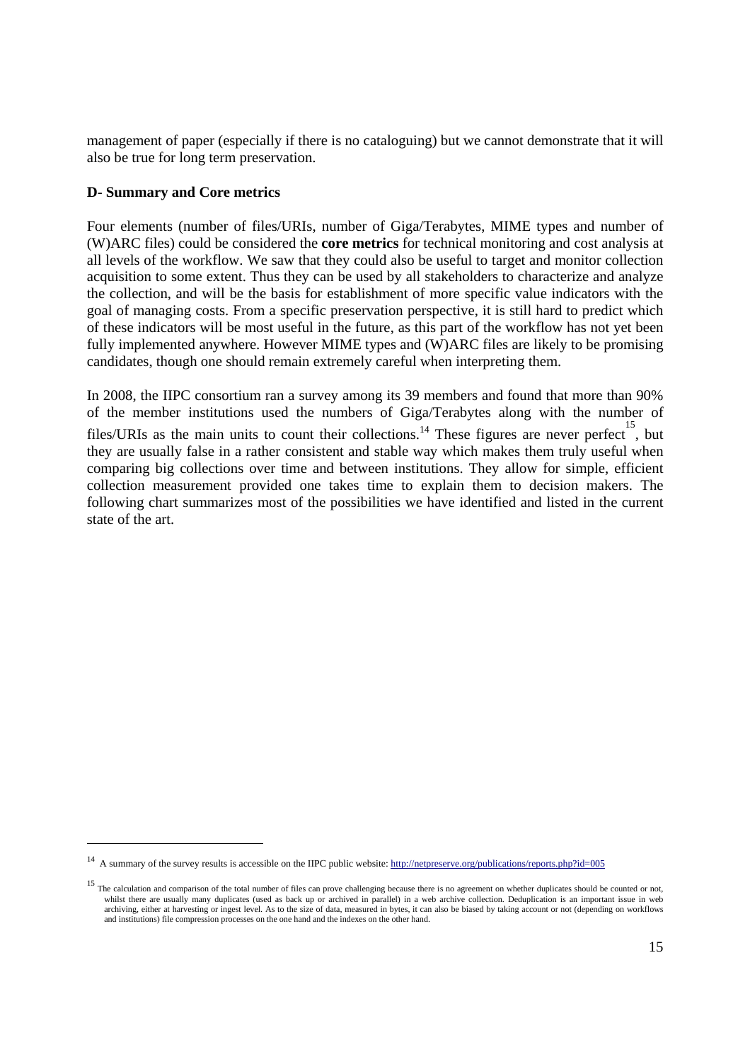management of paper (especially if there is no cataloguing) but we cannot demonstrate that it will also be true for long term preservation.

### D- Summary and Core metrics

Four elements (number of files/URIs, number of Giga/Terabytes, MIME types and number of (W)ARC files) could be considered the **core metrics** for technical monitoring and cost analysis at all levels of the workflow. We saw that they could also be useful to target and monitor collection acquisition to some extent. Thus they can be used by all stakeholders to characterize and analyze the collection, and will be the basis for establishment of more specific value indicators with the goal of managing costs. From a specific preservation perspective, it is still hard to predict which of these indicators will be most useful in the future, as this part of the workflow has not yet been fully implemented anywhere. However MIME types and (W)ARC files are likely to be promising candidates, though one should remain extremely careful when interpreting them.

In 2008, the IIPC consortium ran a survey among its 39 members and found that more than 90% of the member institutions used the numbers of Giga/Terabytes along with the number of files/URIs as the main units to count their collections.[14] These figures are never perfect[15], but they are usually false in a rather consistent and stable way which makes them truly useful when comparing big collections over time and between institutions. They allow for simple, efficient collection measurement provided one takes time to explain them to decision makers. The following chart summarizes most of the possibilities we have identified and listed in the current state of the art.

---

[14] A summary of the survey results is accessible on the IIPC public website: http://netpreserve.org/publications/reports.php?id=005

[15] The calculation and comparison of the total number of files can prove challenging because there is no agreement on whether duplicates should be counted or not, whilst there are usually many duplicates (used as back up or archived in parallel) in a web archive collection. Deduplication is an important issue in web archiving, either at harvesting or ingest level. As to the size of data, measured in bytes, it can also be biased by taking account or not (depending on workflows and institutions) file compression processes on the one hand and the indexes on the other hand.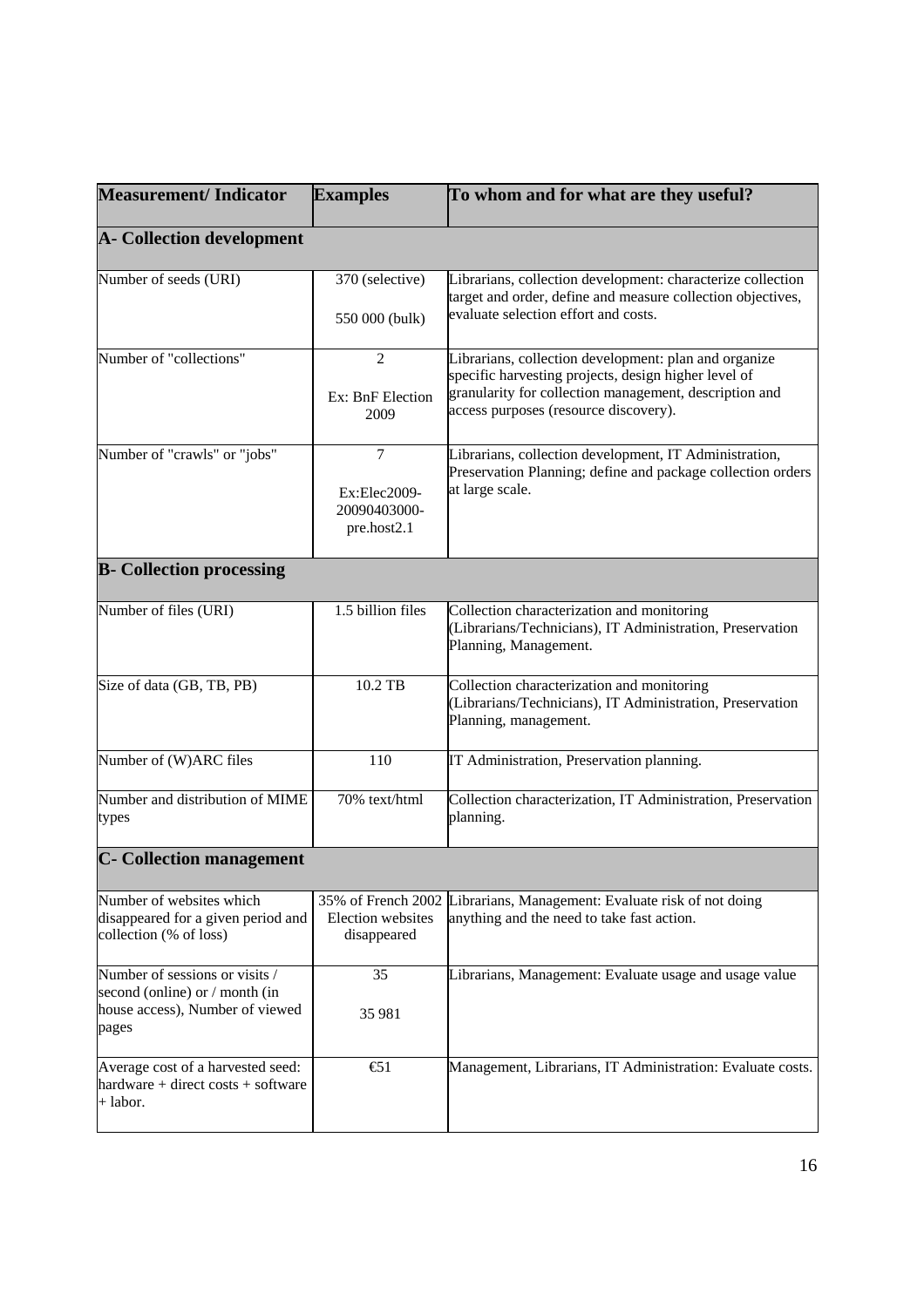| Measurement/ Indicator | Examples | To whom and for what are they useful? |
|---|---|---|
| **A- Collection development** | | |
| Number of seeds (URI) | 370 (selective)<br><br>550 000 (bulk) | Librarians, collection development: characterize collection target and order, define and measure collection objectives, evaluate selection effort and costs. |
| Number of "collections" | 2<br><br>Ex: BnF Election 2009 | Librarians, collection development: plan and organize specific harvesting projects, design higher level of granularity for collection management, description and access purposes (resource discovery). |
| Number of "crawls" or "jobs" | 7<br><br>Ex:Elec2009-20090403000-pre.host2.1 | Librarians, collection development, IT Administration, Preservation Planning; define and package collection orders at large scale. |
| **B- Collection processing** | | |
| Number of files (URI) | 1.5 billion files | Collection characterization and monitoring (Librarians/Technicians), IT Administration, Preservation Planning, Management. |
| Size of data (GB, TB, PB) | 10.2 TB | Collection characterization and monitoring (Librarians/Technicians), IT Administration, Preservation Planning, management. |
| Number of (W)ARC files | 110 | IT Administration, Preservation planning. |
| Number and distribution of MIME types | 70% text/html | Collection characterization, IT Administration, Preservation planning. |
| **C- Collection management** | | |
| Number of websites which disappeared for a given period and collection (% of loss) | 35% of French 2002 Election websites disappeared | Librarians, Management: Evaluate risk of not doing anything and the need to take fast action. |
| Number of sessions or visits / second (online) or / month (in house access), Number of viewed pages | 35<br><br>35 981 | Librarians, Management: Evaluate usage and usage value |
| Average cost of a harvested seed: hardware + direct costs + software + labor. | €51 | Management, Librarians, IT Administration: Evaluate costs. |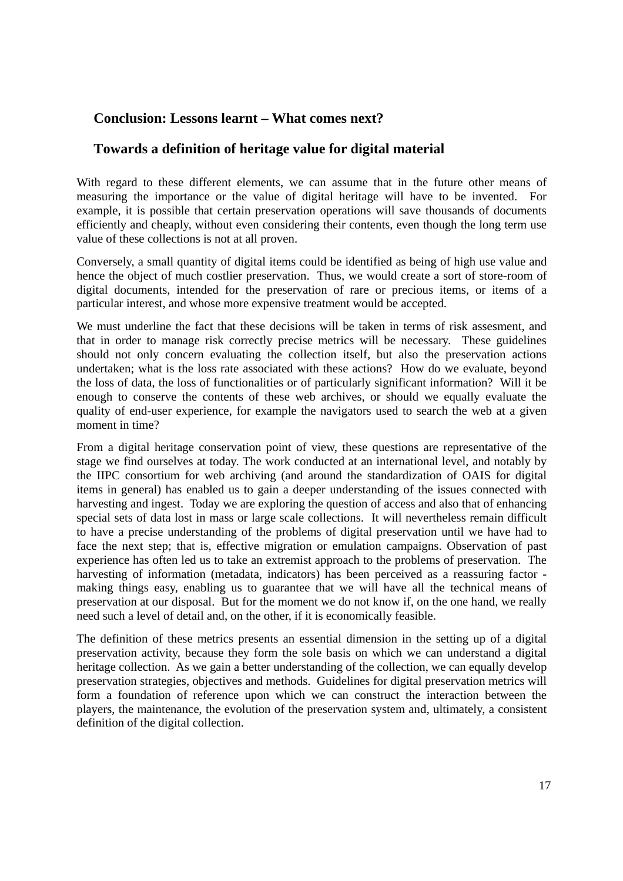## Conclusion: Lessons learnt – What comes next?

## Towards a definition of heritage value for digital material

With regard to these different elements, we can assume that in the future other means of measuring the importance or the value of digital heritage will have to be invented. For example, it is possible that certain preservation operations will save thousands of documents efficiently and cheaply, without even considering their contents, even though the long term use value of these collections is not at all proven.

Conversely, a small quantity of digital items could be identified as being of high use value and hence the object of much costlier preservation. Thus, we would create a sort of store-room of digital documents, intended for the preservation of rare or precious items, or items of a particular interest, and whose more expensive treatment would be accepted.

We must underline the fact that these decisions will be taken in terms of risk assesment, and that in order to manage risk correctly precise metrics will be necessary. These guidelines should not only concern evaluating the collection itself, but also the preservation actions undertaken; what is the loss rate associated with these actions? How do we evaluate, beyond the loss of data, the loss of functionalities or of particularly significant information? Will it be enough to conserve the contents of these web archives, or should we equally evaluate the quality of end-user experience, for example the navigators used to search the web at a given moment in time?

From a digital heritage conservation point of view, these questions are representative of the stage we find ourselves at today. The work conducted at an international level, and notably by the IIPC consortium for web archiving (and around the standardization of OAIS for digital items in general) has enabled us to gain a deeper understanding of the issues connected with harvesting and ingest. Today we are exploring the question of access and also that of enhancing special sets of data lost in mass or large scale collections. It will nevertheless remain difficult to have a precise understanding of the problems of digital preservation until we have had to face the next step; that is, effective migration or emulation campaigns. Observation of past experience has often led us to take an extremist approach to the problems of preservation. The harvesting of information (metadata, indicators) has been perceived as a reassuring factor - making things easy, enabling us to guarantee that we will have all the technical means of preservation at our disposal. But for the moment we do not know if, on the one hand, we really need such a level of detail and, on the other, if it is economically feasible.

The definition of these metrics presents an essential dimension in the setting up of a digital preservation activity, because they form the sole basis on which we can understand a digital heritage collection. As we gain a better understanding of the collection, we can equally develop preservation strategies, objectives and methods. Guidelines for digital preservation metrics will form a foundation of reference upon which we can construct the interaction between the players, the maintenance, the evolution of the preservation system and, ultimately, a consistent definition of the digital collection.